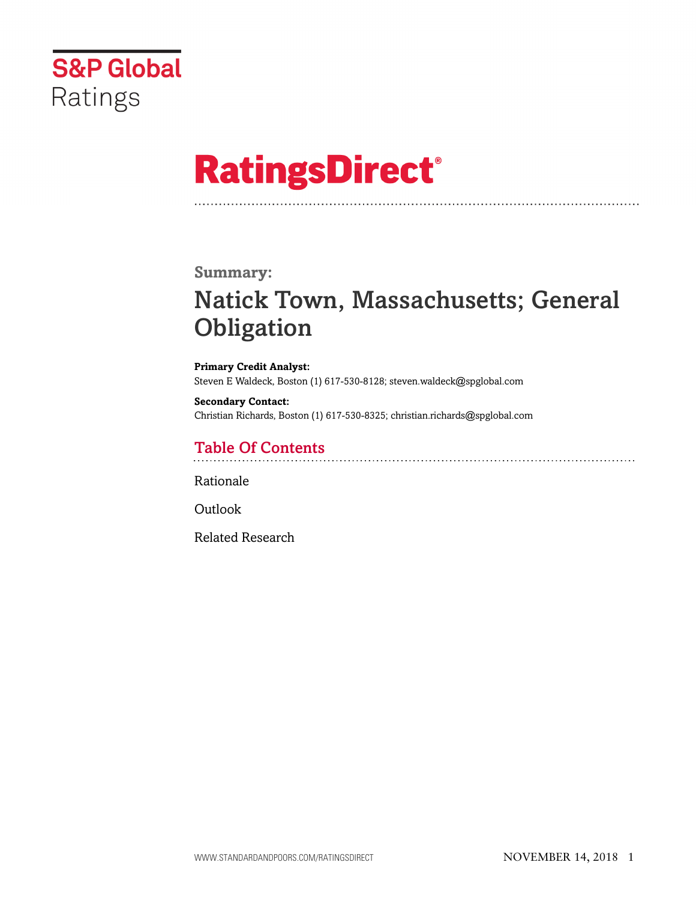S&P Global Ratings

# RatingsDirect®

## Summary:

# Natick Town, Massachusetts; General Obligation

**Primary Credit Analyst:**
Steven E Waldeck, Boston (1) 617-530-8128; steven.waldeck@spglobal.com

**Secondary Contact:**
Christian Richards, Boston (1) 617-530-8325; christian.richards@spglobal.com

## Table Of Contents

Rationale

Outlook

Related Research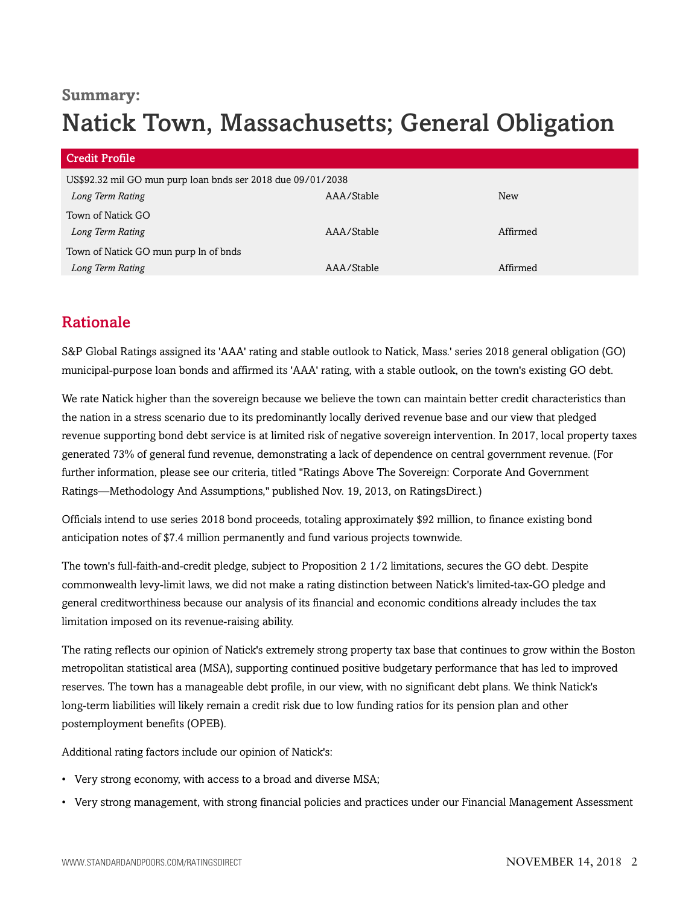**Summary:**

# Natick Town, Massachusetts; General Obligation

| Credit Profile | | |
|---|---|---|
| US$92.32 mil GO mun purp loan bnds ser 2018 due 09/01/2038 | | |
| *Long Term Rating* | AAA/Stable | New |
| Town of Natick GO | | |
| *Long Term Rating* | AAA/Stable | Affirmed |
| Town of Natick GO mun purp ln of bnds | | |
| *Long Term Rating* | AAA/Stable | Affirmed |

## Rationale

S&P Global Ratings assigned its 'AAA' rating and stable outlook to Natick, Mass.' series 2018 general obligation (GO) municipal-purpose loan bonds and affirmed its 'AAA' rating, with a stable outlook, on the town's existing GO debt.

We rate Natick higher than the sovereign because we believe the town can maintain better credit characteristics than the nation in a stress scenario due to its predominantly locally derived revenue base and our view that pledged revenue supporting bond debt service is at limited risk of negative sovereign intervention. In 2017, local property taxes generated 73% of general fund revenue, demonstrating a lack of dependence on central government revenue. (For further information, please see our criteria, titled "Ratings Above The Sovereign: Corporate And Government Ratings—Methodology And Assumptions," published Nov. 19, 2013, on RatingsDirect.)

Officials intend to use series 2018 bond proceeds, totaling approximately $92 million, to finance existing bond anticipation notes of $7.4 million permanently and fund various projects townwide.

The town's full-faith-and-credit pledge, subject to Proposition 2 1/2 limitations, secures the GO debt. Despite commonwealth levy-limit laws, we did not make a rating distinction between Natick's limited-tax-GO pledge and general creditworthiness because our analysis of its financial and economic conditions already includes the tax limitation imposed on its revenue-raising ability.

The rating reflects our opinion of Natick's extremely strong property tax base that continues to grow within the Boston metropolitan statistical area (MSA), supporting continued positive budgetary performance that has led to improved reserves. The town has a manageable debt profile, in our view, with no significant debt plans. We think Natick's long-term liabilities will likely remain a credit risk due to low funding ratios for its pension plan and other postemployment benefits (OPEB).

Additional rating factors include our opinion of Natick's:

- Very strong economy, with access to a broad and diverse MSA;
- Very strong management, with strong financial policies and practices under our Financial Management Assessment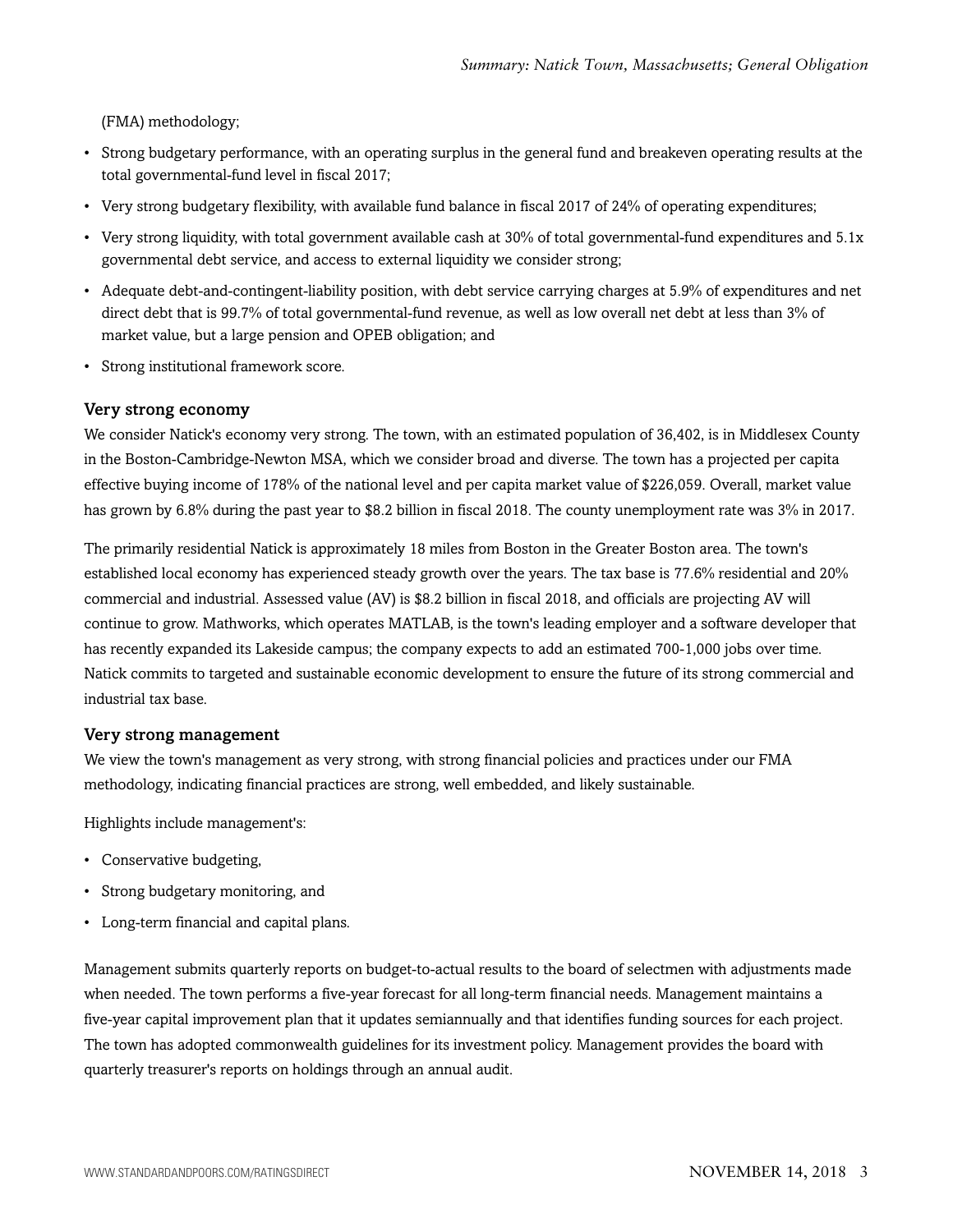(FMA) methodology;

- Strong budgetary performance, with an operating surplus in the general fund and breakeven operating results at the total governmental-fund level in fiscal 2017;
- Very strong budgetary flexibility, with available fund balance in fiscal 2017 of 24% of operating expenditures;
- Very strong liquidity, with total government available cash at 30% of total governmental-fund expenditures and 5.1x governmental debt service, and access to external liquidity we consider strong;
- Adequate debt-and-contingent-liability position, with debt service carrying charges at 5.9% of expenditures and net direct debt that is 99.7% of total governmental-fund revenue, as well as low overall net debt at less than 3% of market value, but a large pension and OPEB obligation; and
- Strong institutional framework score.

### Very strong economy

We consider Natick's economy very strong. The town, with an estimated population of 36,402, is in Middlesex County in the Boston-Cambridge-Newton MSA, which we consider broad and diverse. The town has a projected per capita effective buying income of 178% of the national level and per capita market value of $226,059. Overall, market value has grown by 6.8% during the past year to $8.2 billion in fiscal 2018. The county unemployment rate was 3% in 2017.

The primarily residential Natick is approximately 18 miles from Boston in the Greater Boston area. The town's established local economy has experienced steady growth over the years. The tax base is 77.6% residential and 20% commercial and industrial. Assessed value (AV) is $8.2 billion in fiscal 2018, and officials are projecting AV will continue to grow. Mathworks, which operates MATLAB, is the town's leading employer and a software developer that has recently expanded its Lakeside campus; the company expects to add an estimated 700-1,000 jobs over time. Natick commits to targeted and sustainable economic development to ensure the future of its strong commercial and industrial tax base.

### Very strong management

We view the town's management as very strong, with strong financial policies and practices under our FMA methodology, indicating financial practices are strong, well embedded, and likely sustainable.

Highlights include management's:

- Conservative budgeting,
- Strong budgetary monitoring, and
- Long-term financial and capital plans.

Management submits quarterly reports on budget-to-actual results to the board of selectmen with adjustments made when needed. The town performs a five-year forecast for all long-term financial needs. Management maintains a five-year capital improvement plan that it updates semiannually and that identifies funding sources for each project. The town has adopted commonwealth guidelines for its investment policy. Management provides the board with quarterly treasurer's reports on holdings through an annual audit.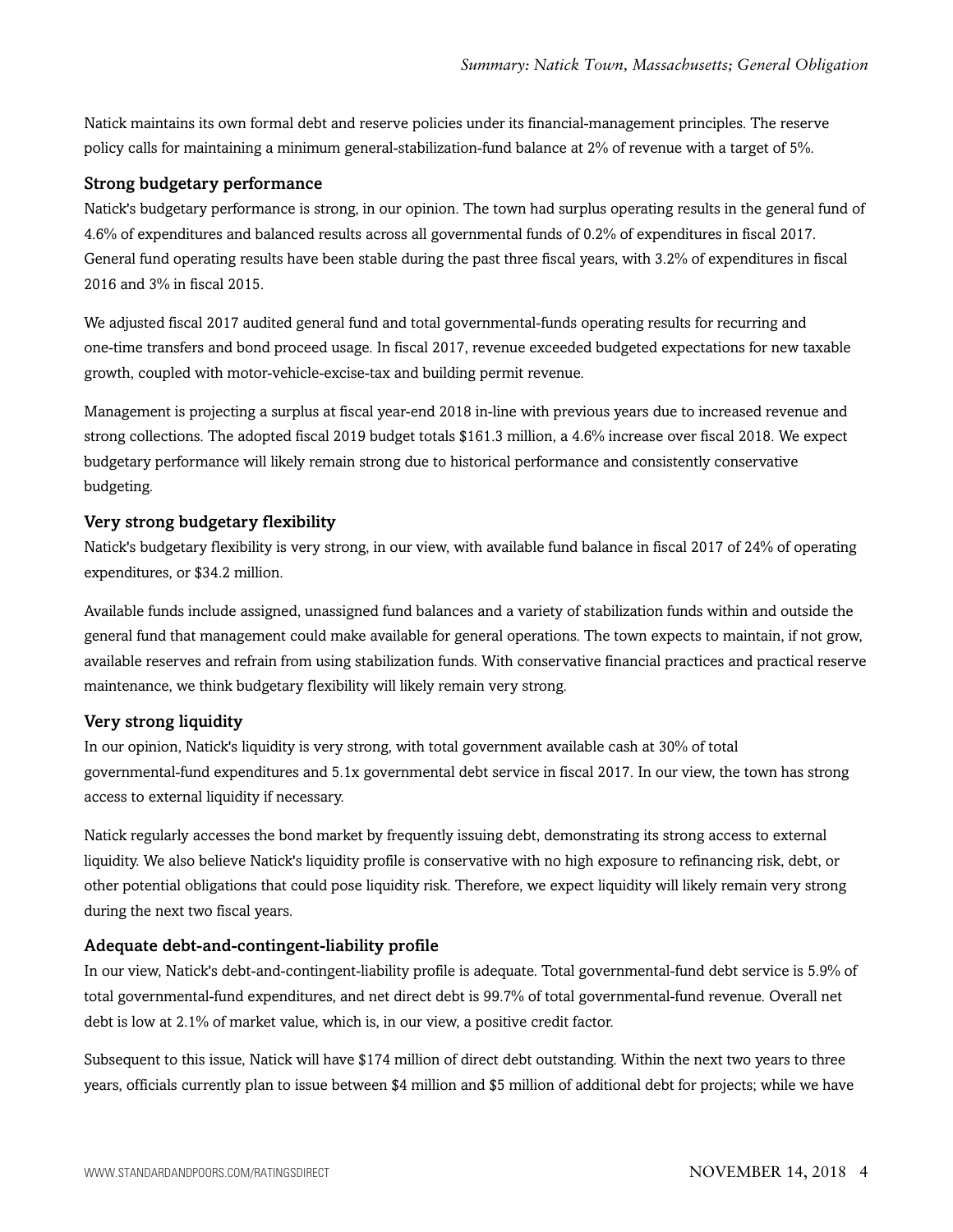Natick maintains its own formal debt and reserve policies under its financial-management principles. The reserve policy calls for maintaining a minimum general-stabilization-fund balance at 2% of revenue with a target of 5%.

### Strong budgetary performance

Natick's budgetary performance is strong, in our opinion. The town had surplus operating results in the general fund of 4.6% of expenditures and balanced results across all governmental funds of 0.2% of expenditures in fiscal 2017. General fund operating results have been stable during the past three fiscal years, with 3.2% of expenditures in fiscal 2016 and 3% in fiscal 2015.

We adjusted fiscal 2017 audited general fund and total governmental-funds operating results for recurring and one-time transfers and bond proceed usage. In fiscal 2017, revenue exceeded budgeted expectations for new taxable growth, coupled with motor-vehicle-excise-tax and building permit revenue.

Management is projecting a surplus at fiscal year-end 2018 in-line with previous years due to increased revenue and strong collections. The adopted fiscal 2019 budget totals $161.3 million, a 4.6% increase over fiscal 2018. We expect budgetary performance will likely remain strong due to historical performance and consistently conservative budgeting.

### Very strong budgetary flexibility

Natick's budgetary flexibility is very strong, in our view, with available fund balance in fiscal 2017 of 24% of operating expenditures, or $34.2 million.

Available funds include assigned, unassigned fund balances and a variety of stabilization funds within and outside the general fund that management could make available for general operations. The town expects to maintain, if not grow, available reserves and refrain from using stabilization funds. With conservative financial practices and practical reserve maintenance, we think budgetary flexibility will likely remain very strong.

### Very strong liquidity

In our opinion, Natick's liquidity is very strong, with total government available cash at 30% of total governmental-fund expenditures and 5.1x governmental debt service in fiscal 2017. In our view, the town has strong access to external liquidity if necessary.

Natick regularly accesses the bond market by frequently issuing debt, demonstrating its strong access to external liquidity. We also believe Natick's liquidity profile is conservative with no high exposure to refinancing risk, debt, or other potential obligations that could pose liquidity risk. Therefore, we expect liquidity will likely remain very strong during the next two fiscal years.

### Adequate debt-and-contingent-liability profile

In our view, Natick's debt-and-contingent-liability profile is adequate. Total governmental-fund debt service is 5.9% of total governmental-fund expenditures, and net direct debt is 99.7% of total governmental-fund revenue. Overall net debt is low at 2.1% of market value, which is, in our view, a positive credit factor.

Subsequent to this issue, Natick will have $174 million of direct debt outstanding. Within the next two years to three years, officials currently plan to issue between $4 million and $5 million of additional debt for projects; while we have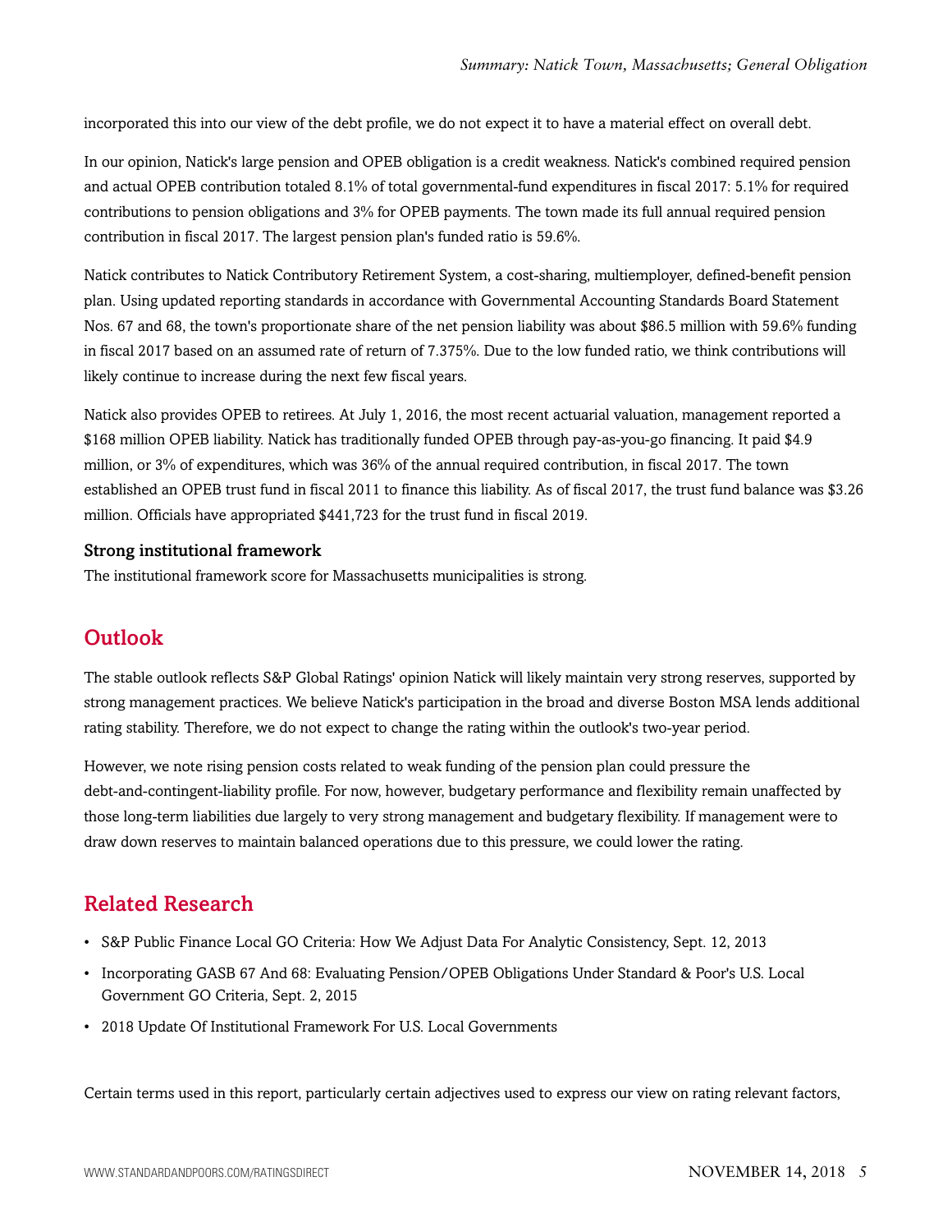incorporated this into our view of the debt profile, we do not expect it to have a material effect on overall debt.

In our opinion, Natick's large pension and OPEB obligation is a credit weakness. Natick's combined required pension and actual OPEB contribution totaled 8.1% of total governmental-fund expenditures in fiscal 2017: 5.1% for required contributions to pension obligations and 3% for OPEB payments. The town made its full annual required pension contribution in fiscal 2017. The largest pension plan's funded ratio is 59.6%.

Natick contributes to Natick Contributory Retirement System, a cost-sharing, multiemployer, defined-benefit pension plan. Using updated reporting standards in accordance with Governmental Accounting Standards Board Statement Nos. 67 and 68, the town's proportionate share of the net pension liability was about $86.5 million with 59.6% funding in fiscal 2017 based on an assumed rate of return of 7.375%. Due to the low funded ratio, we think contributions will likely continue to increase during the next few fiscal years.

Natick also provides OPEB to retirees. At July 1, 2016, the most recent actuarial valuation, management reported a $168 million OPEB liability. Natick has traditionally funded OPEB through pay-as-you-go financing. It paid $4.9 million, or 3% of expenditures, which was 36% of the annual required contribution, in fiscal 2017. The town established an OPEB trust fund in fiscal 2011 to finance this liability. As of fiscal 2017, the trust fund balance was $3.26 million. Officials have appropriated $441,723 for the trust fund in fiscal 2019.

### Strong institutional framework

The institutional framework score for Massachusetts municipalities is strong.

## Outlook

The stable outlook reflects S&P Global Ratings' opinion Natick will likely maintain very strong reserves, supported by strong management practices. We believe Natick's participation in the broad and diverse Boston MSA lends additional rating stability. Therefore, we do not expect to change the rating within the outlook's two-year period.

However, we note rising pension costs related to weak funding of the pension plan could pressure the debt-and-contingent-liability profile. For now, however, budgetary performance and flexibility remain unaffected by those long-term liabilities due largely to very strong management and budgetary flexibility. If management were to draw down reserves to maintain balanced operations due to this pressure, we could lower the rating.

## Related Research

- S&P Public Finance Local GO Criteria: How We Adjust Data For Analytic Consistency, Sept. 12, 2013
- Incorporating GASB 67 And 68: Evaluating Pension/OPEB Obligations Under Standard & Poor's U.S. Local Government GO Criteria, Sept. 2, 2015
- 2018 Update Of Institutional Framework For U.S. Local Governments

Certain terms used in this report, particularly certain adjectives used to express our view on rating relevant factors,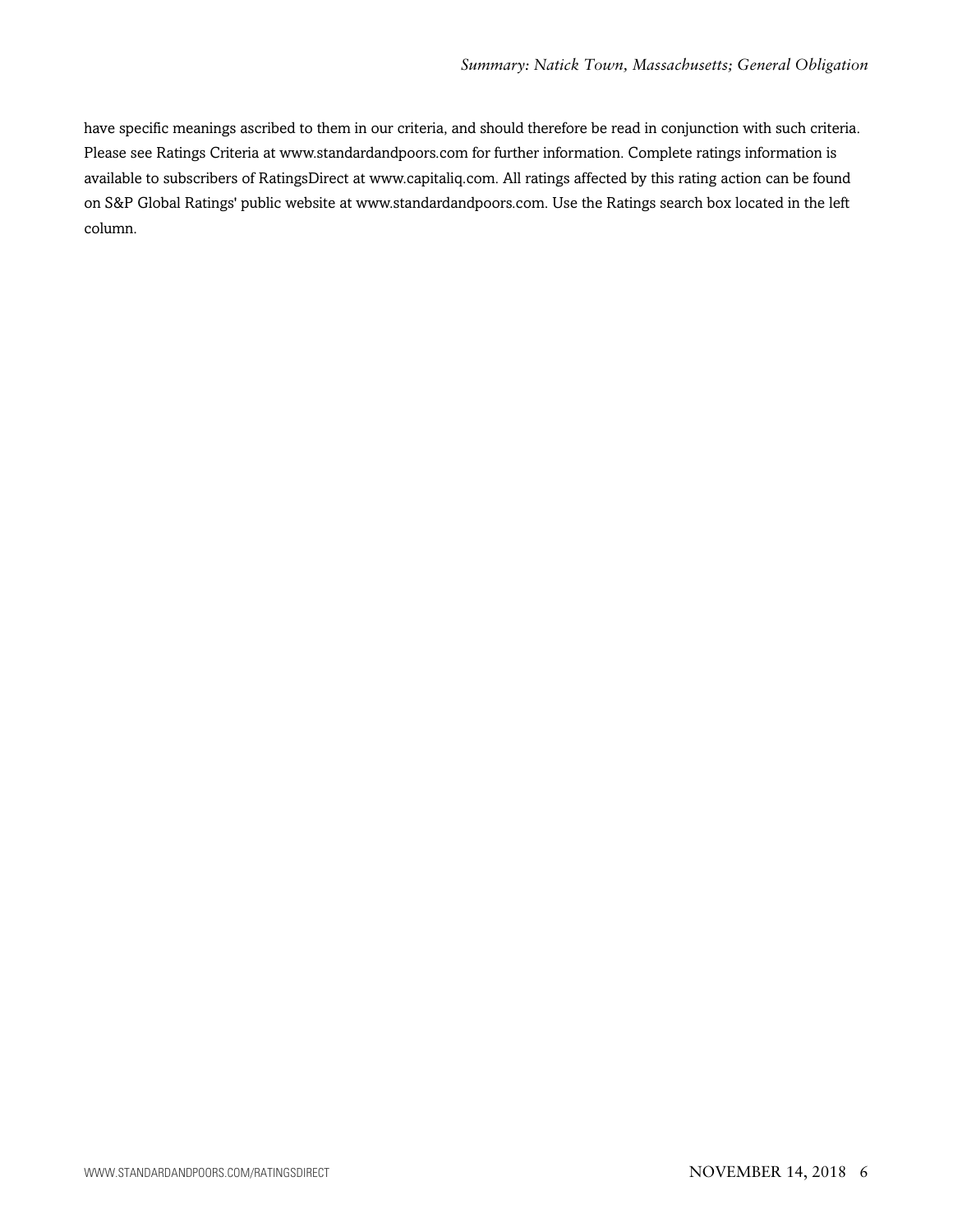have specific meanings ascribed to them in our criteria, and should therefore be read in conjunction with such criteria. Please see Ratings Criteria at www.standardandpoors.com for further information. Complete ratings information is available to subscribers of RatingsDirect at www.capitaliq.com. All ratings affected by this rating action can be found on S&P Global Ratings' public website at www.standardandpoors.com. Use the Ratings search box located in the left column.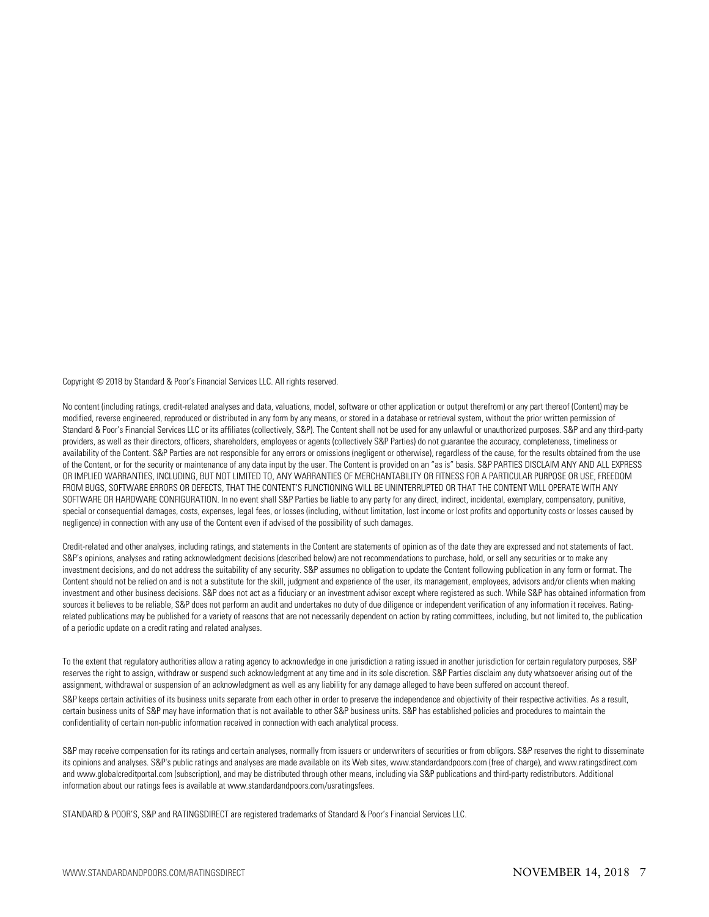Copyright © 2018 by Standard & Poor's Financial Services LLC. All rights reserved.

No content (including ratings, credit-related analyses and data, valuations, model, software or other application or output therefrom) or any part thereof (Content) may be modified, reverse engineered, reproduced or distributed in any form by any means, or stored in a database or retrieval system, without the prior written permission of Standard & Poor's Financial Services LLC or its affiliates (collectively, S&P). The Content shall not be used for any unlawful or unauthorized purposes. S&P and any third-party providers, as well as their directors, officers, shareholders, employees or agents (collectively S&P Parties) do not guarantee the accuracy, completeness, timeliness or availability of the Content. S&P Parties are not responsible for any errors or omissions (negligent or otherwise), regardless of the cause, for the results obtained from the use of the Content, or for the security or maintenance of any data input by the user. The Content is provided on an "as is" basis. S&P PARTIES DISCLAIM ANY AND ALL EXPRESS OR IMPLIED WARRANTIES, INCLUDING, BUT NOT LIMITED TO, ANY WARRANTIES OF MERCHANTABILITY OR FITNESS FOR A PARTICULAR PURPOSE OR USE, FREEDOM FROM BUGS, SOFTWARE ERRORS OR DEFECTS, THAT THE CONTENT'S FUNCTIONING WILL BE UNINTERRUPTED OR THAT THE CONTENT WILL OPERATE WITH ANY SOFTWARE OR HARDWARE CONFIGURATION. In no event shall S&P Parties be liable to any party for any direct, indirect, incidental, exemplary, compensatory, punitive, special or consequential damages, costs, expenses, legal fees, or losses (including, without limitation, lost income or lost profits and opportunity costs or losses caused by negligence) in connection with any use of the Content even if advised of the possibility of such damages.

Credit-related and other analyses, including ratings, and statements in the Content are statements of opinion as of the date they are expressed and not statements of fact. S&P's opinions, analyses and rating acknowledgment decisions (described below) are not recommendations to purchase, hold, or sell any securities or to make any investment decisions, and do not address the suitability of any security. S&P assumes no obligation to update the Content following publication in any form or format. The Content should not be relied on and is not a substitute for the skill, judgment and experience of the user, its management, employees, advisors and/or clients when making investment and other business decisions. S&P does not act as a fiduciary or an investment advisor except where registered as such. While S&P has obtained information from sources it believes to be reliable, S&P does not perform an audit and undertakes no duty of due diligence or independent verification of any information it receives. Rating-related publications may be published for a variety of reasons that are not necessarily dependent on action by rating committees, including, but not limited to, the publication of a periodic update on a credit rating and related analyses.

To the extent that regulatory authorities allow a rating agency to acknowledge in one jurisdiction a rating issued in another jurisdiction for certain regulatory purposes, S&P reserves the right to assign, withdraw or suspend such acknowledgment at any time and in its sole discretion. S&P Parties disclaim any duty whatsoever arising out of the assignment, withdrawal or suspension of an acknowledgment as well as any liability for any damage alleged to have been suffered on account thereof.

S&P keeps certain activities of its business units separate from each other in order to preserve the independence and objectivity of their respective activities. As a result, certain business units of S&P may have information that is not available to other S&P business units. S&P has established policies and procedures to maintain the confidentiality of certain non-public information received in connection with each analytical process.

S&P may receive compensation for its ratings and certain analyses, normally from issuers or underwriters of securities or from obligors. S&P reserves the right to disseminate its opinions and analyses. S&P's public ratings and analyses are made available on its Web sites, www.standardandpoors.com (free of charge), and www.ratingsdirect.com and www.globalcreditportal.com (subscription), and may be distributed through other means, including via S&P publications and third-party redistributors. Additional information about our ratings fees is available at www.standardandpoors.com/usratingsfees.

STANDARD & POOR'S, S&P and RATINGSDIRECT are registered trademarks of Standard & Poor's Financial Services LLC.